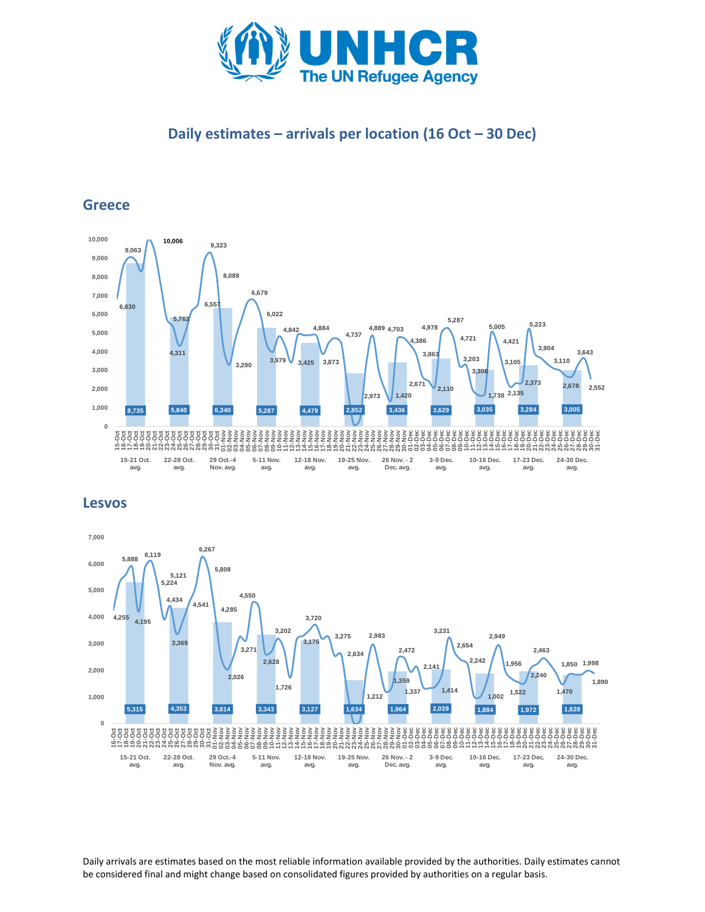# Daily estimates – arrivals per location (16 Oct – 30 Dec)

## Greece

| Week | Weekly avg. |
| --- | --- |
| 15-21 Oct. avg. | 8,735 |
| 22-28 Oct. avg. | 5,840 |
| 29 Oct.-4 Nov. avg. | 6,340 |
| 5-11 Nov. avg. | 5,287 |
| 12-18 Nov. avg. | 4,479 |
| 19-25 Nov. avg. | 2,852 |
| 26 Nov. - 2 Dec. avg. | 3,436 |
| 3-9 Dec. avg. | 3,629 |
| 10-16 Dec. avg. | 3,035 |
| 17-23 Dec. avg. | 3,284 |
| 24-30 Dec. avg. | 3,005 |

## Lesvos

| Week | Weekly avg. |
| --- | --- |
| 15-21 Oct. avg. | 5,315 |
| 22-28 Oct. avg. | 4,353 |
| 29 Oct.-4 Nov. avg. | 3,814 |
| 5-11 Nov. avg. | 3,343 |
| 12-18 Nov. avg. | 3,127 |
| 19-25 Nov. avg. | 1,634 |
| 26 Nov. - 2 Dec. avg. | 1,964 |
| 3-9 Dec. avg. | 2,039 |
| 10-16 Dec. avg. | 1,884 |
| 17-23 Dec. avg. | 1,972 |
| 24-30 Dec. avg. | 1,828 |

Daily arrivals are estimates based on the most reliable information available provided by the authorities. Daily estimates cannot be considered final and might change based on consolidated figures provided by authorities on a regular basis.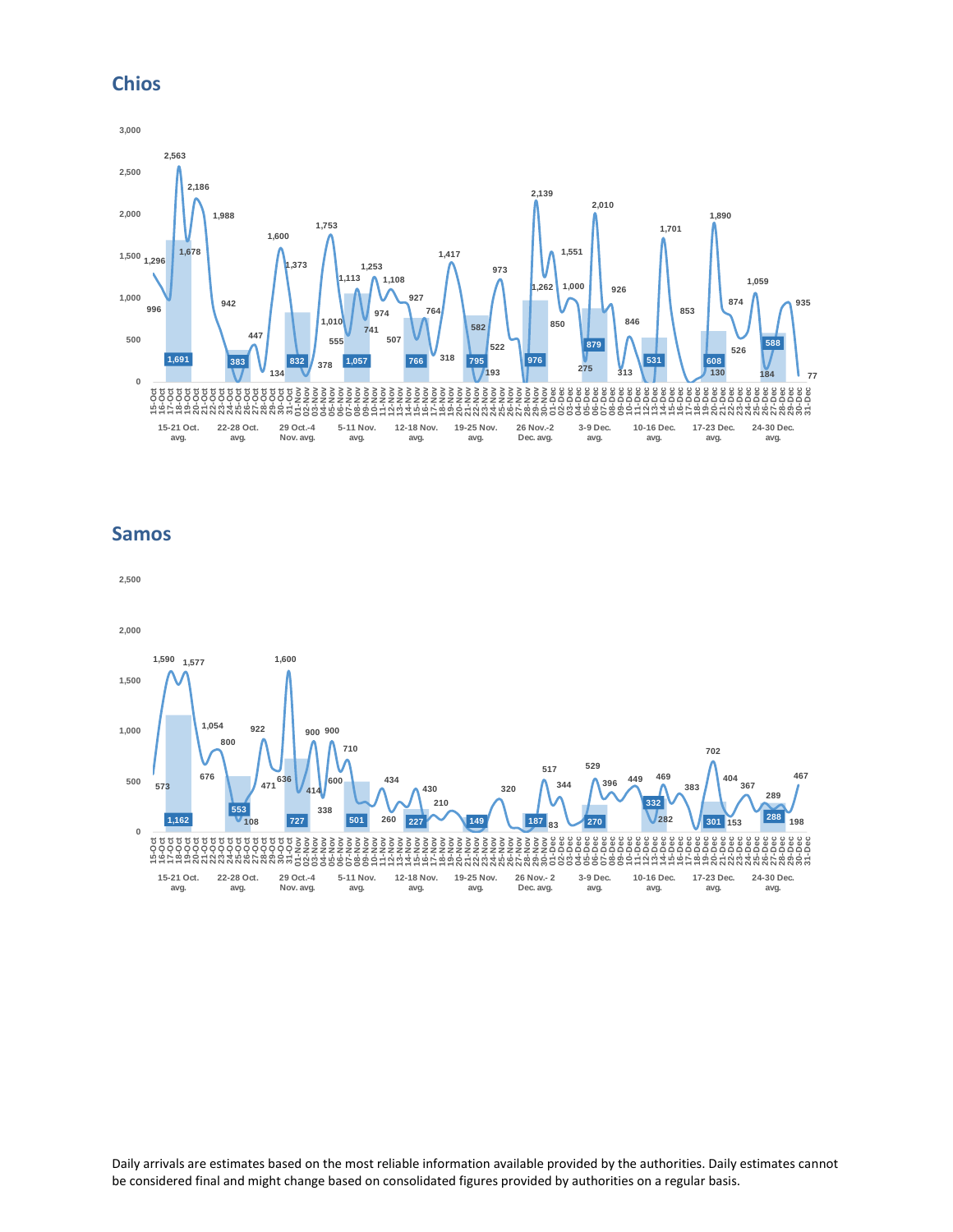## Chios

## Samos

Daily arrivals are estimates based on the most reliable information available provided by the authorities. Daily estimates cannot be considered final and might change based on consolidated figures provided by authorities on a regular basis.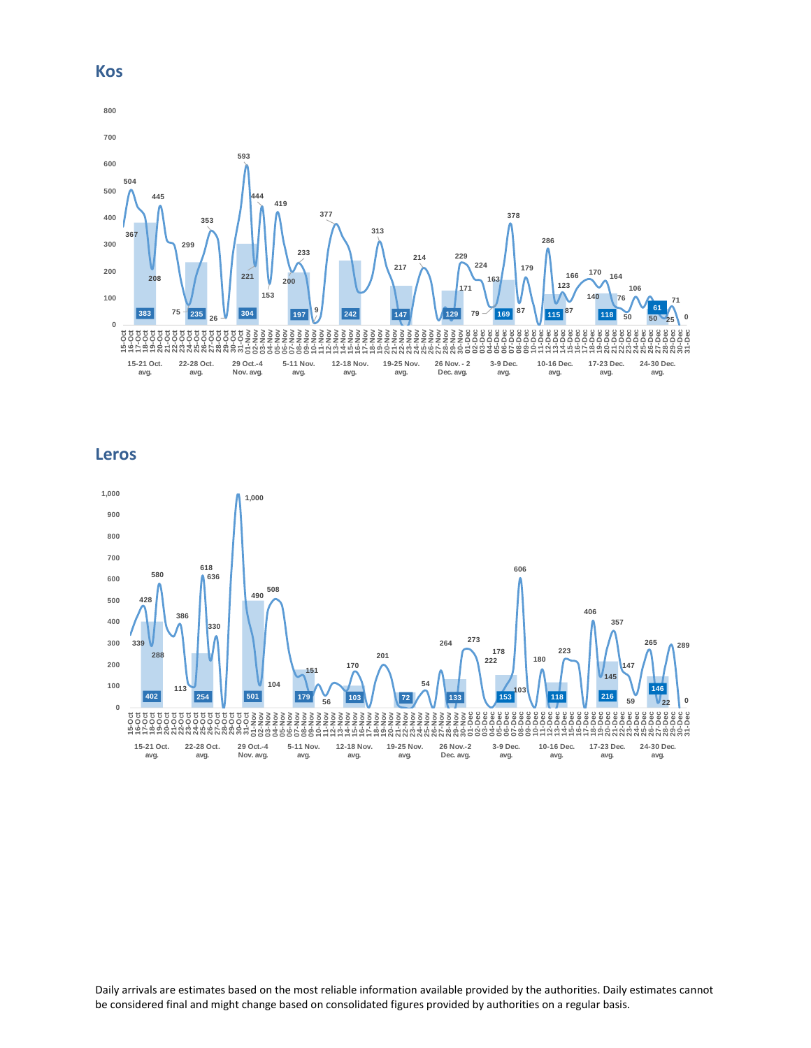## Kos

## Leros

Daily arrivals are estimates based on the most reliable information available provided by the authorities. Daily estimates cannot be considered final and might change based on consolidated figures provided by authorities on a regular basis.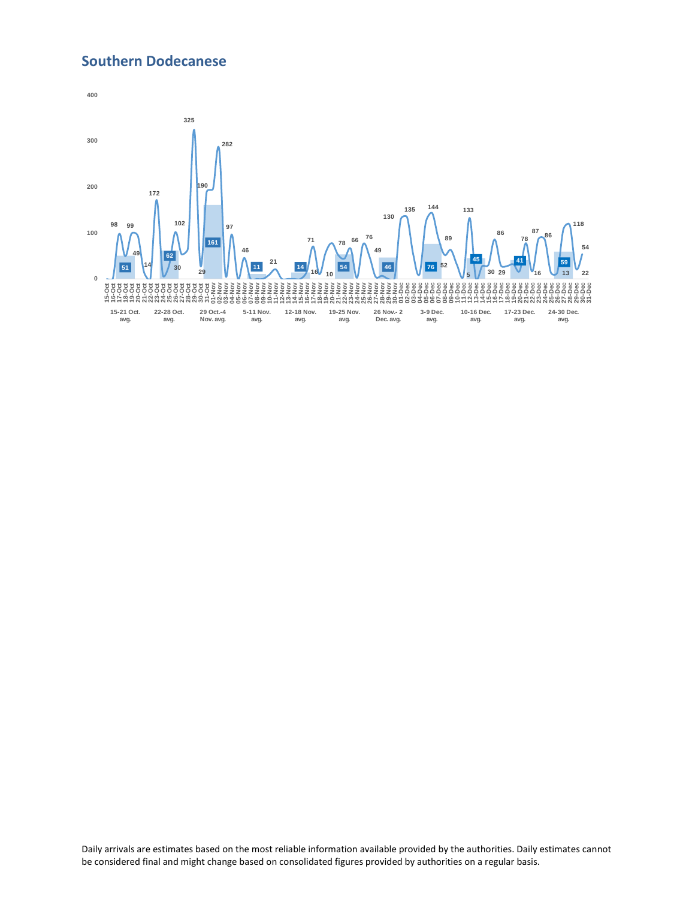## Southern Dodecanese

400
300
200
100
0

325
282
190
172
29
98
99
49
14
102
30
97
46
21
71
16
10
78
66
76
49
130
135
144
89
52
133
5
86
30
29
78
87
86
16
118
54
13
22

51
62
161
11
14
54
46
76
45
41
59

15-Oct 16-Oct 17-Oct 18-Oct 19-Oct 20-Oct 21-Oct 22-Oct 23-Oct 24-Oct 25-Oct 26-Oct 27-Oct 28-Oct 29-Oct 30-Oct 31-Oct 01-Nov 02-Nov 03-Nov 04-Nov 05-Nov 06-Nov 07-Nov 08-Nov 09-Nov 10-Nov 11-Nov 12-Nov 13-Nov 14-Nov 15-Nov 16-Nov 17-Nov 18-Nov 19-Nov 20-Nov 21-Nov 22-Nov 23-Nov 24-Nov 25-Nov 26-Nov 27-Nov 28-Nov 29-Nov 30-Nov 01-Dec 02-Dec 03-Dec 04-Dec 05-Dec 06-Dec 07-Dec 08-Dec 09-Dec 10-Dec 11-Dec 12-Dec 13-Dec 14-Dec 15-Dec 16-Dec 17-Dec 18-Dec 19-Dec 20-Dec 21-Dec 22-Dec 23-Dec 24-Dec 25-Dec 26-Dec 27-Dec 28-Dec 29-Dec 30-Dec 31-Dec

15-21 Oct. avg.
22-28 Oct. avg.
29 Oct.-4 Nov. avg.
5-11 Nov. avg.
12-18 Nov. avg.
19-25 Nov. avg.
26 Nov.- 2 Dec. avg.
3-9 Dec. avg.
10-16 Dec. avg.
17-23 Dec. avg.
24-30 Dec. avg.

Daily arrivals are estimates based on the most reliable information available provided by the authorities. Daily estimates cannot be considered final and might change based on consolidated figures provided by authorities on a regular basis.